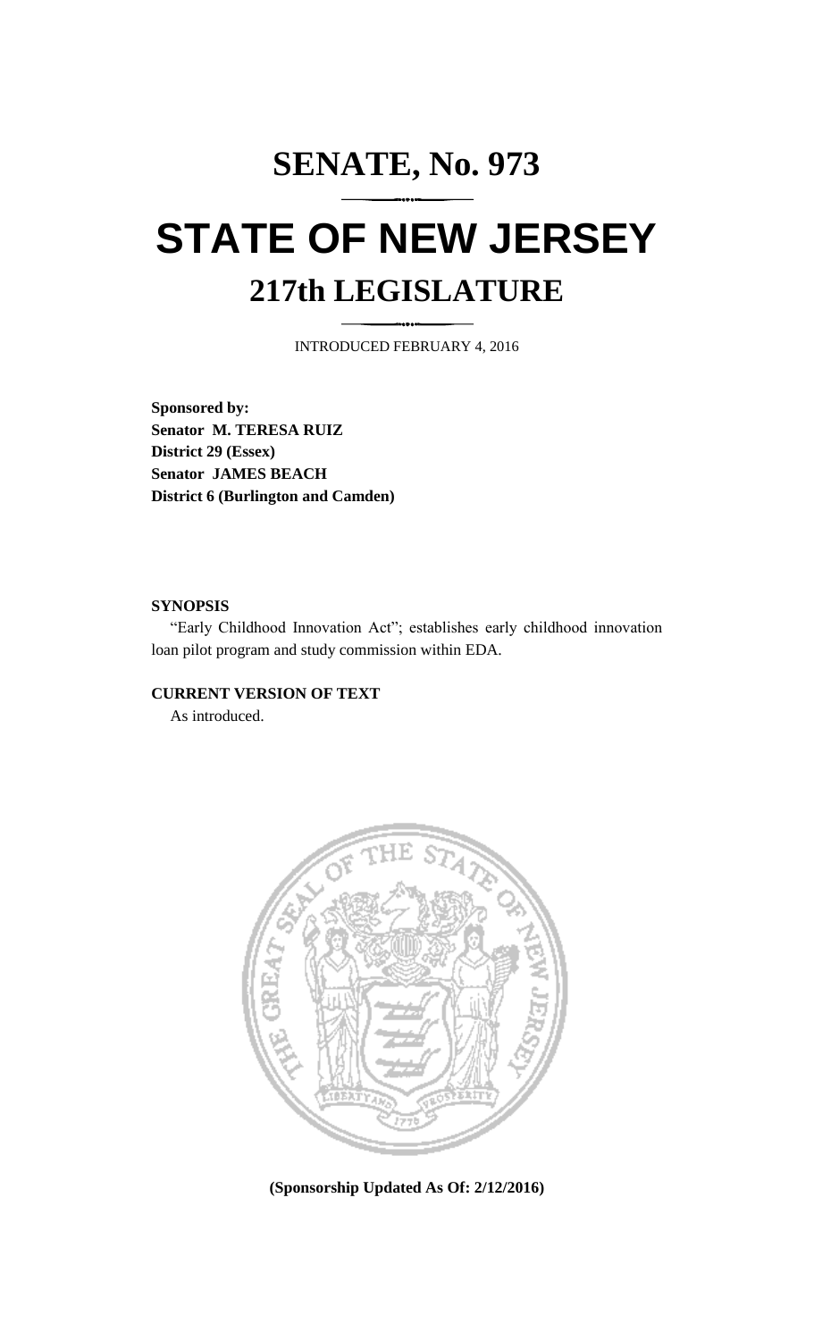# SENATE, No. 973

# STATE OF NEW JERSEY

## 217th LEGISLATURE

INTRODUCED FEBRUARY 4, 2016

**Sponsored by:**
**Senator M. TERESA RUIZ**
**District 29 (Essex)**
**Senator JAMES BEACH**
**District 6 (Burlington and Camden)**

**SYNOPSIS**

"Early Childhood Innovation Act"; establishes early childhood innovation loan pilot program and study commission within EDA.

**CURRENT VERSION OF TEXT**

As introduced.

**(Sponsorship Updated As Of: 2/12/2016)**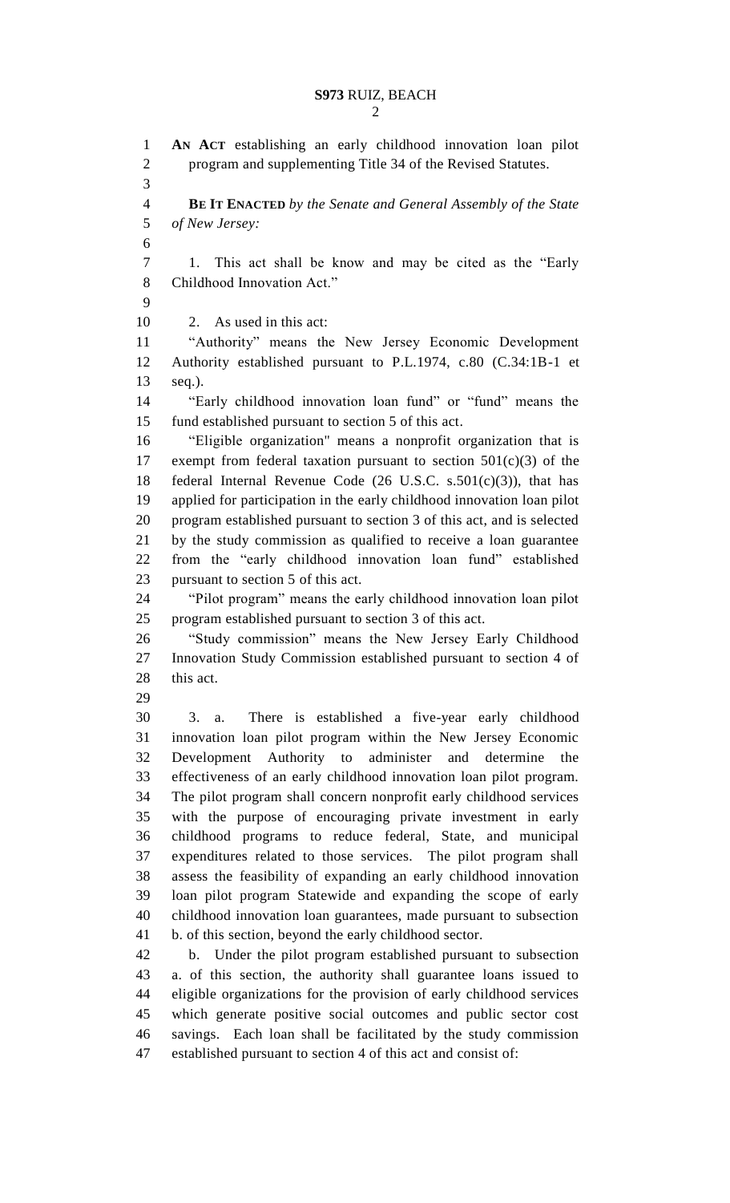**AN ACT** establishing an early childhood innovation loan pilot program and supplementing Title 34 of the Revised Statutes.

**BE IT ENACTED** *by the Senate and General Assembly of the State of New Jersey:*

1. This act shall be know and may be cited as the "Early Childhood Innovation Act."

2. As used in this act:

"Authority" means the New Jersey Economic Development Authority established pursuant to P.L.1974, c.80 (C.34:1B-1 et seq.).

"Early childhood innovation loan fund" or "fund" means the fund established pursuant to section 5 of this act.

"Eligible organization" means a nonprofit organization that is exempt from federal taxation pursuant to section 501(c)(3) of the federal Internal Revenue Code (26 U.S.C. s.501(c)(3)), that has applied for participation in the early childhood innovation loan pilot program established pursuant to section 3 of this act, and is selected by the study commission as qualified to receive a loan guarantee from the "early childhood innovation loan fund" established pursuant to section 5 of this act.

"Pilot program" means the early childhood innovation loan pilot program established pursuant to section 3 of this act.

"Study commission" means the New Jersey Early Childhood Innovation Study Commission established pursuant to section 4 of this act.

3. a. There is established a five-year early childhood innovation loan pilot program within the New Jersey Economic Development Authority to administer and determine the effectiveness of an early childhood innovation loan pilot program. The pilot program shall concern nonprofit early childhood services with the purpose of encouraging private investment in early childhood programs to reduce federal, State, and municipal expenditures related to those services. The pilot program shall assess the feasibility of expanding an early childhood innovation loan pilot program Statewide and expanding the scope of early childhood innovation loan guarantees, made pursuant to subsection b. of this section, beyond the early childhood sector.

b. Under the pilot program established pursuant to subsection a. of this section, the authority shall guarantee loans issued to eligible organizations for the provision of early childhood services which generate positive social outcomes and public sector cost savings. Each loan shall be facilitated by the study commission established pursuant to section 4 of this act and consist of: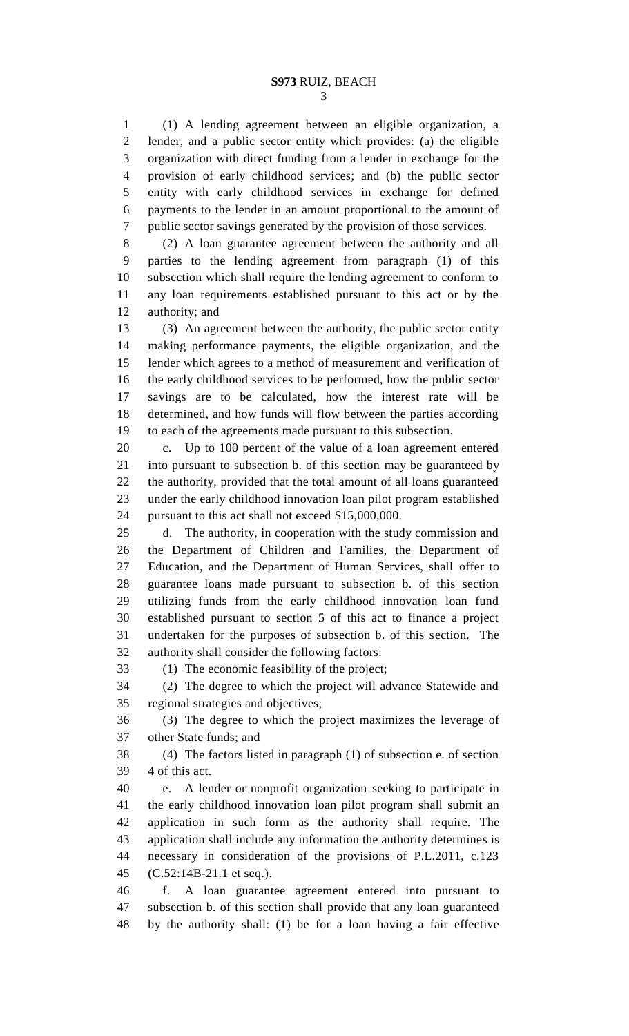(1) A lending agreement between an eligible organization, a lender, and a public sector entity which provides: (a) the eligible organization with direct funding from a lender in exchange for the provision of early childhood services; and (b) the public sector entity with early childhood services in exchange for defined payments to the lender in an amount proportional to the amount of public sector savings generated by the provision of those services.

(2) A loan guarantee agreement between the authority and all parties to the lending agreement from paragraph (1) of this subsection which shall require the lending agreement to conform to any loan requirements established pursuant to this act or by the authority; and

(3) An agreement between the authority, the public sector entity making performance payments, the eligible organization, and the lender which agrees to a method of measurement and verification of the early childhood services to be performed, how the public sector savings are to be calculated, how the interest rate will be determined, and how funds will flow between the parties according to each of the agreements made pursuant to this subsection.

c. Up to 100 percent of the value of a loan agreement entered into pursuant to subsection b. of this section may be guaranteed by the authority, provided that the total amount of all loans guaranteed under the early childhood innovation loan pilot program established pursuant to this act shall not exceed $15,000,000.

d. The authority, in cooperation with the study commission and the Department of Children and Families, the Department of Education, and the Department of Human Services, shall offer to guarantee loans made pursuant to subsection b. of this section utilizing funds from the early childhood innovation loan fund established pursuant to section 5 of this act to finance a project undertaken for the purposes of subsection b. of this section. The authority shall consider the following factors:

(1) The economic feasibility of the project;

(2) The degree to which the project will advance Statewide and regional strategies and objectives;

(3) The degree to which the project maximizes the leverage of other State funds; and

(4) The factors listed in paragraph (1) of subsection e. of section 4 of this act.

e. A lender or nonprofit organization seeking to participate in the early childhood innovation loan pilot program shall submit an application in such form as the authority shall require. The application shall include any information the authority determines is necessary in consideration of the provisions of P.L.2011, c.123 (C.52:14B-21.1 et seq.).

f. A loan guarantee agreement entered into pursuant to subsection b. of this section shall provide that any loan guaranteed by the authority shall: (1) be for a loan having a fair effective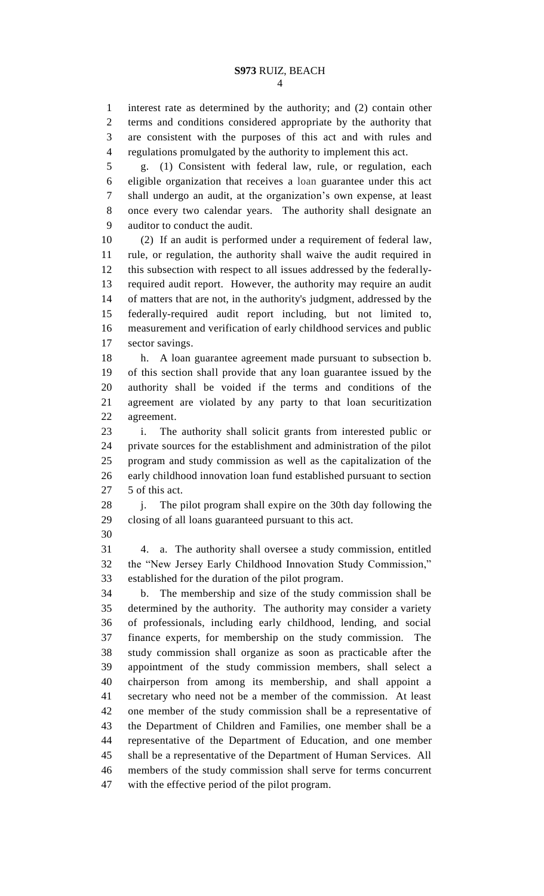interest rate as determined by the authority; and (2) contain other terms and conditions considered appropriate by the authority that are consistent with the purposes of this act and with rules and regulations promulgated by the authority to implement this act.

g. (1) Consistent with federal law, rule, or regulation, each eligible organization that receives a loan guarantee under this act shall undergo an audit, at the organization's own expense, at least once every two calendar years. The authority shall designate an auditor to conduct the audit.

(2) If an audit is performed under a requirement of federal law, rule, or regulation, the authority shall waive the audit required in this subsection with respect to all issues addressed by the federally-required audit report. However, the authority may require an audit of matters that are not, in the authority's judgment, addressed by the federally-required audit report including, but not limited to, measurement and verification of early childhood services and public sector savings.

h. A loan guarantee agreement made pursuant to subsection b. of this section shall provide that any loan guarantee issued by the authority shall be voided if the terms and conditions of the agreement are violated by any party to that loan securitization agreement.

i. The authority shall solicit grants from interested public or private sources for the establishment and administration of the pilot program and study commission as well as the capitalization of the early childhood innovation loan fund established pursuant to section 5 of this act.

j. The pilot program shall expire on the 30th day following the closing of all loans guaranteed pursuant to this act.

4. a. The authority shall oversee a study commission, entitled the "New Jersey Early Childhood Innovation Study Commission," established for the duration of the pilot program.

b. The membership and size of the study commission shall be determined by the authority. The authority may consider a variety of professionals, including early childhood, lending, and social finance experts, for membership on the study commission. The study commission shall organize as soon as practicable after the appointment of the study commission members, shall select a chairperson from among its membership, and shall appoint a secretary who need not be a member of the commission. At least one member of the study commission shall be a representative of the Department of Children and Families, one member shall be a representative of the Department of Education, and one member shall be a representative of the Department of Human Services. All members of the study commission shall serve for terms concurrent with the effective period of the pilot program.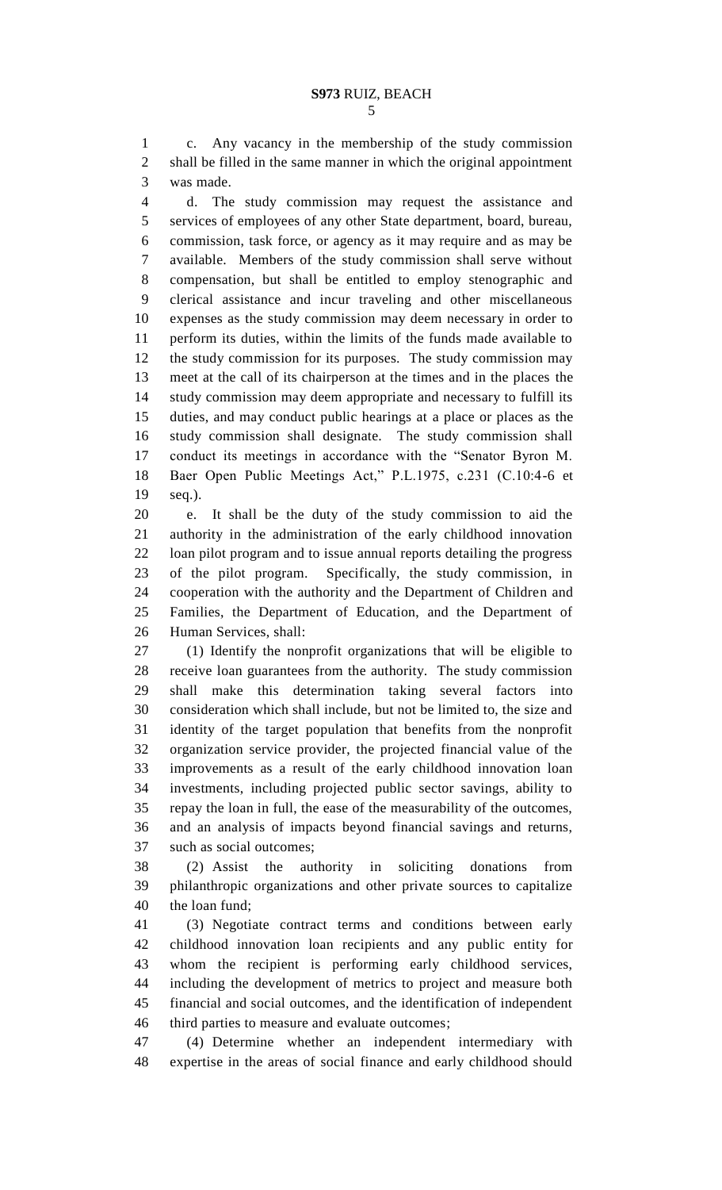c. Any vacancy in the membership of the study commission shall be filled in the same manner in which the original appointment was made.

d. The study commission may request the assistance and services of employees of any other State department, board, bureau, commission, task force, or agency as it may require and as may be available. Members of the study commission shall serve without compensation, but shall be entitled to employ stenographic and clerical assistance and incur traveling and other miscellaneous expenses as the study commission may deem necessary in order to perform its duties, within the limits of the funds made available to the study commission for its purposes. The study commission may meet at the call of its chairperson at the times and in the places the study commission may deem appropriate and necessary to fulfill its duties, and may conduct public hearings at a place or places as the study commission shall designate. The study commission shall conduct its meetings in accordance with the "Senator Byron M. Baer Open Public Meetings Act," P.L.1975, c.231 (C.10:4-6 et seq.).

e. It shall be the duty of the study commission to aid the authority in the administration of the early childhood innovation loan pilot program and to issue annual reports detailing the progress of the pilot program. Specifically, the study commission, in cooperation with the authority and the Department of Children and Families, the Department of Education, and the Department of Human Services, shall:

(1) Identify the nonprofit organizations that will be eligible to receive loan guarantees from the authority. The study commission shall make this determination taking several factors into consideration which shall include, but not be limited to, the size and identity of the target population that benefits from the nonprofit organization service provider, the projected financial value of the improvements as a result of the early childhood innovation loan investments, including projected public sector savings, ability to repay the loan in full, the ease of the measurability of the outcomes, and an analysis of impacts beyond financial savings and returns, such as social outcomes;

(2) Assist the authority in soliciting donations from philanthropic organizations and other private sources to capitalize the loan fund;

(3) Negotiate contract terms and conditions between early childhood innovation loan recipients and any public entity for whom the recipient is performing early childhood services, including the development of metrics to project and measure both financial and social outcomes, and the identification of independent third parties to measure and evaluate outcomes;

(4) Determine whether an independent intermediary with expertise in the areas of social finance and early childhood should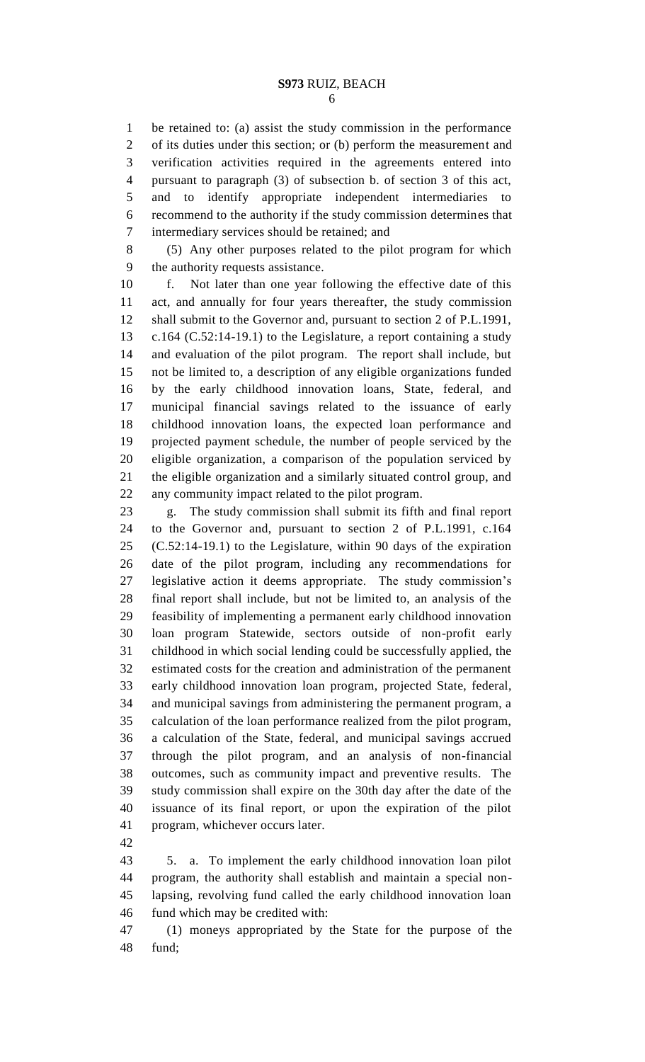be retained to: (a) assist the study commission in the performance of its duties under this section; or (b) perform the measurement and verification activities required in the agreements entered into pursuant to paragraph (3) of subsection b. of section 3 of this act, and to identify appropriate independent intermediaries to recommend to the authority if the study commission determines that intermediary services should be retained; and

(5) Any other purposes related to the pilot program for which the authority requests assistance.

f. Not later than one year following the effective date of this act, and annually for four years thereafter, the study commission shall submit to the Governor and, pursuant to section 2 of P.L.1991, c.164 (C.52:14-19.1) to the Legislature, a report containing a study and evaluation of the pilot program. The report shall include, but not be limited to, a description of any eligible organizations funded by the early childhood innovation loans, State, federal, and municipal financial savings related to the issuance of early childhood innovation loans, the expected loan performance and projected payment schedule, the number of people serviced by the eligible organization, a comparison of the population serviced by the eligible organization and a similarly situated control group, and any community impact related to the pilot program.

g. The study commission shall submit its fifth and final report to the Governor and, pursuant to section 2 of P.L.1991, c.164 (C.52:14-19.1) to the Legislature, within 90 days of the expiration date of the pilot program, including any recommendations for legislative action it deems appropriate. The study commission's final report shall include, but not be limited to, an analysis of the feasibility of implementing a permanent early childhood innovation loan program Statewide, sectors outside of non-profit early childhood in which social lending could be successfully applied, the estimated costs for the creation and administration of the permanent early childhood innovation loan program, projected State, federal, and municipal savings from administering the permanent program, a calculation of the loan performance realized from the pilot program, a calculation of the State, federal, and municipal savings accrued through the pilot program, and an analysis of non-financial outcomes, such as community impact and preventive results. The study commission shall expire on the 30th day after the date of the issuance of its final report, or upon the expiration of the pilot program, whichever occurs later.

5. a. To implement the early childhood innovation loan pilot program, the authority shall establish and maintain a special non-lapsing, revolving fund called the early childhood innovation loan fund which may be credited with:

(1) moneys appropriated by the State for the purpose of the fund;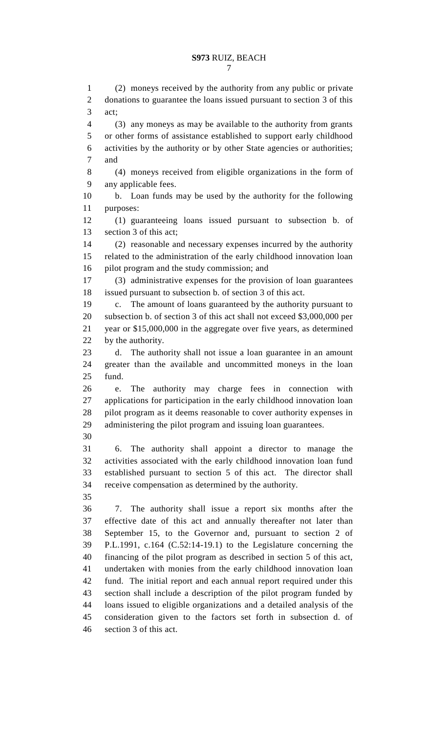(2) moneys received by the authority from any public or private donations to guarantee the loans issued pursuant to section 3 of this act;

(3) any moneys as may be available to the authority from grants or other forms of assistance established to support early childhood activities by the authority or by other State agencies or authorities; and

(4) moneys received from eligible organizations in the form of any applicable fees.

b. Loan funds may be used by the authority for the following purposes:

(1) guaranteeing loans issued pursuant to subsection b. of section 3 of this act;

(2) reasonable and necessary expenses incurred by the authority related to the administration of the early childhood innovation loan pilot program and the study commission; and

(3) administrative expenses for the provision of loan guarantees issued pursuant to subsection b. of section 3 of this act.

c. The amount of loans guaranteed by the authority pursuant to subsection b. of section 3 of this act shall not exceed $3,000,000 per year or $15,000,000 in the aggregate over five years, as determined by the authority.

d. The authority shall not issue a loan guarantee in an amount greater than the available and uncommitted moneys in the loan fund.

e. The authority may charge fees in connection with applications for participation in the early childhood innovation loan pilot program as it deems reasonable to cover authority expenses in administering the pilot program and issuing loan guarantees.

6. The authority shall appoint a director to manage the activities associated with the early childhood innovation loan fund established pursuant to section 5 of this act. The director shall receive compensation as determined by the authority.

7. The authority shall issue a report six months after the effective date of this act and annually thereafter not later than September 15, to the Governor and, pursuant to section 2 of P.L.1991, c.164 (C.52:14-19.1) to the Legislature concerning the financing of the pilot program as described in section 5 of this act, undertaken with monies from the early childhood innovation loan fund. The initial report and each annual report required under this section shall include a description of the pilot program funded by loans issued to eligible organizations and a detailed analysis of the consideration given to the factors set forth in subsection d. of section 3 of this act.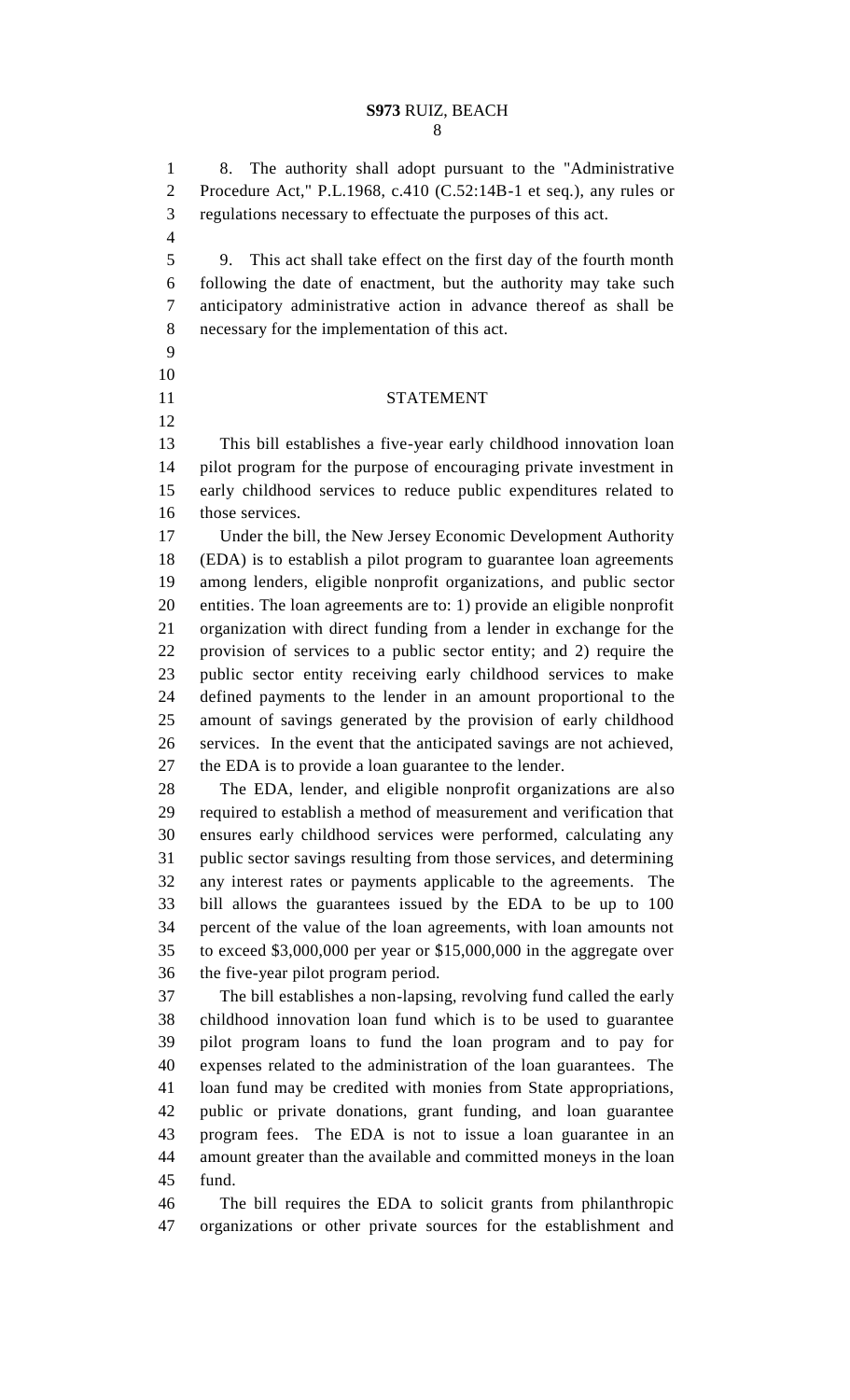8. The authority shall adopt pursuant to the "Administrative Procedure Act," P.L.1968, c.410 (C.52:14B-1 et seq.), any rules or regulations necessary to effectuate the purposes of this act.

9. This act shall take effect on the first day of the fourth month following the date of enactment, but the authority may take such anticipatory administrative action in advance thereof as shall be necessary for the implementation of this act.

## STATEMENT

This bill establishes a five-year early childhood innovation loan pilot program for the purpose of encouraging private investment in early childhood services to reduce public expenditures related to those services.

Under the bill, the New Jersey Economic Development Authority (EDA) is to establish a pilot program to guarantee loan agreements among lenders, eligible nonprofit organizations, and public sector entities. The loan agreements are to: 1) provide an eligible nonprofit organization with direct funding from a lender in exchange for the provision of services to a public sector entity; and 2) require the public sector entity receiving early childhood services to make defined payments to the lender in an amount proportional to the amount of savings generated by the provision of early childhood services. In the event that the anticipated savings are not achieved, the EDA is to provide a loan guarantee to the lender.

The EDA, lender, and eligible nonprofit organizations are also required to establish a method of measurement and verification that ensures early childhood services were performed, calculating any public sector savings resulting from those services, and determining any interest rates or payments applicable to the agreements. The bill allows the guarantees issued by the EDA to be up to 100 percent of the value of the loan agreements, with loan amounts not to exceed $3,000,000 per year or $15,000,000 in the aggregate over the five-year pilot program period.

The bill establishes a non-lapsing, revolving fund called the early childhood innovation loan fund which is to be used to guarantee pilot program loans to fund the loan program and to pay for expenses related to the administration of the loan guarantees. The loan fund may be credited with monies from State appropriations, public or private donations, grant funding, and loan guarantee program fees. The EDA is not to issue a loan guarantee in an amount greater than the available and committed moneys in the loan fund.

The bill requires the EDA to solicit grants from philanthropic organizations or other private sources for the establishment and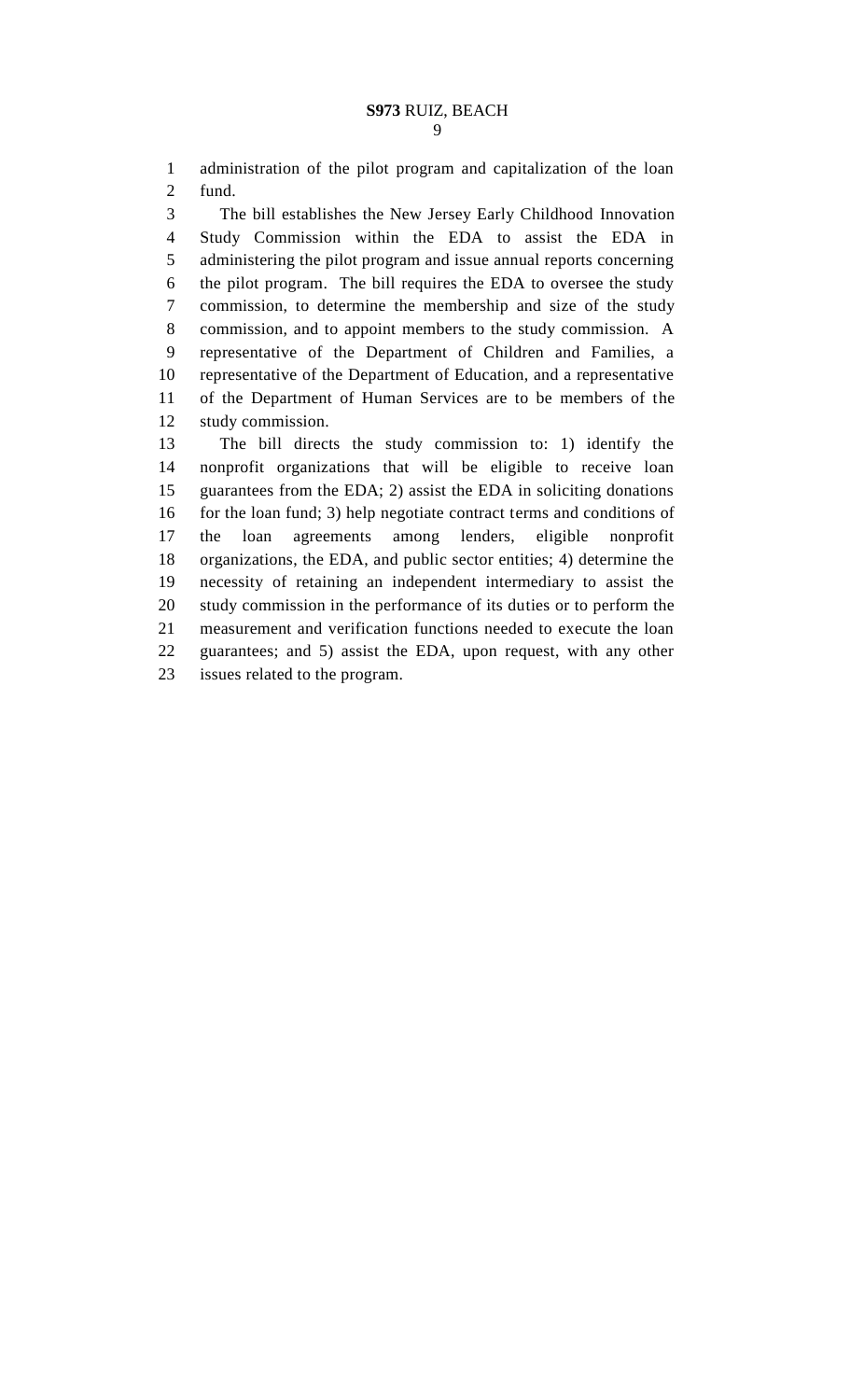administration of the pilot program and capitalization of the loan fund.

The bill establishes the New Jersey Early Childhood Innovation Study Commission within the EDA to assist the EDA in administering the pilot program and issue annual reports concerning the pilot program. The bill requires the EDA to oversee the study commission, to determine the membership and size of the study commission, and to appoint members to the study commission. A representative of the Department of Children and Families, a representative of the Department of Education, and a representative of the Department of Human Services are to be members of the study commission.

The bill directs the study commission to: 1) identify the nonprofit organizations that will be eligible to receive loan guarantees from the EDA; 2) assist the EDA in soliciting donations for the loan fund; 3) help negotiate contract terms and conditions of the loan agreements among lenders, eligible nonprofit organizations, the EDA, and public sector entities; 4) determine the necessity of retaining an independent intermediary to assist the study commission in the performance of its duties or to perform the measurement and verification functions needed to execute the loan guarantees; and 5) assist the EDA, upon request, with any other issues related to the program.